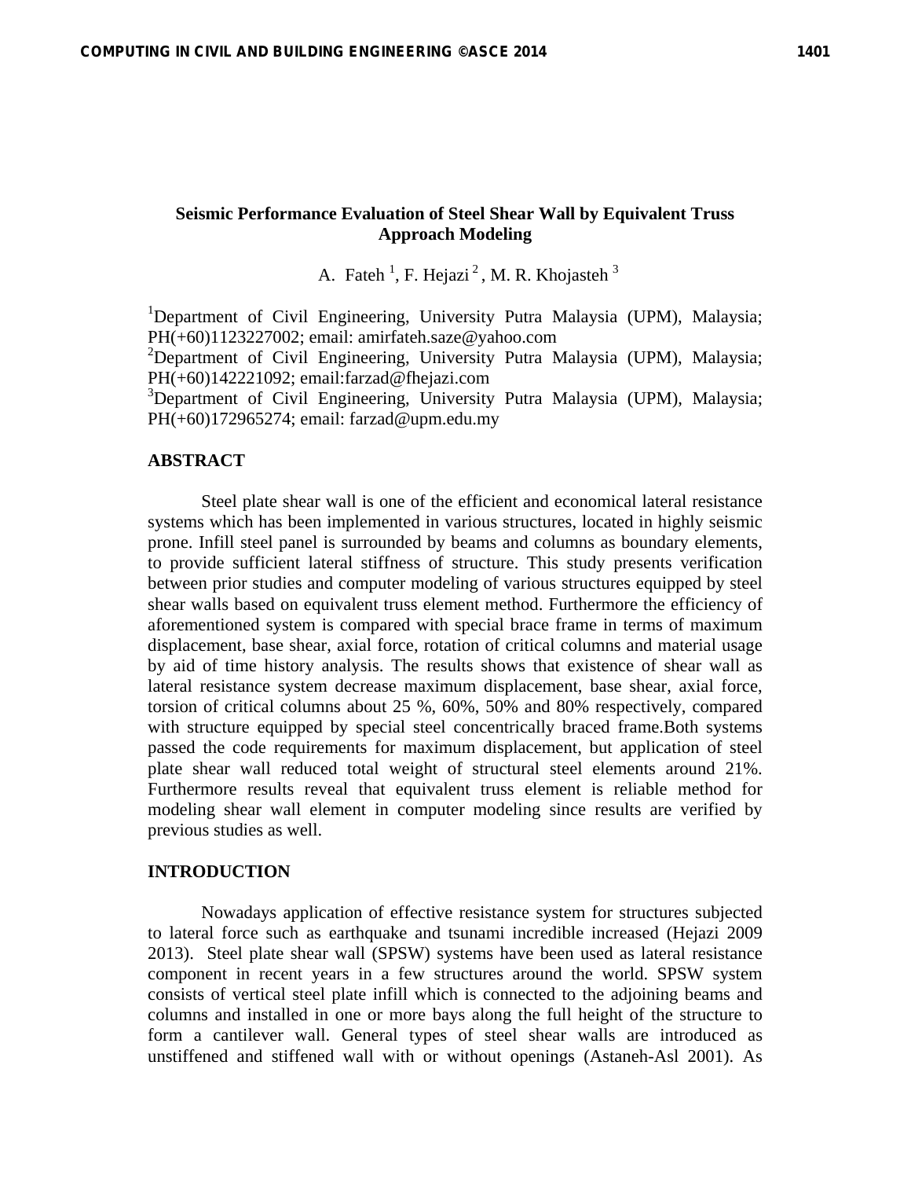# Seismic Performance Evaluation of Steel Shear Wall by Equivalent Truss Approach Modeling

A. Fateh [1], F. Hejazi [2], M. R. Khojasteh [3]

[1]Department of Civil Engineering, University Putra Malaysia (UPM), Malaysia; PH(+60)1123227002; email: amirfateh.saze@yahoo.com
[2]Department of Civil Engineering, University Putra Malaysia (UPM), Malaysia; PH(+60)142221092; email:farzad@fhejazi.com
[3]Department of Civil Engineering, University Putra Malaysia (UPM), Malaysia; PH(+60)172965274; email: farzad@upm.edu.my

## ABSTRACT

Steel plate shear wall is one of the efficient and economical lateral resistance systems which has been implemented in various structures, located in highly seismic prone. Infill steel panel is surrounded by beams and columns as boundary elements, to provide sufficient lateral stiffness of structure. This study presents verification between prior studies and computer modeling of various structures equipped by steel shear walls based on equivalent truss element method. Furthermore the efficiency of aforementioned system is compared with special brace frame in terms of maximum displacement, base shear, axial force, rotation of critical columns and material usage by aid of time history analysis. The results shows that existence of shear wall as lateral resistance system decrease maximum displacement, base shear, axial force, torsion of critical columns about 25 %, 60%, 50% and 80% respectively, compared with structure equipped by special steel concentrically braced frame.Both systems passed the code requirements for maximum displacement, but application of steel plate shear wall reduced total weight of structural steel elements around 21%. Furthermore results reveal that equivalent truss element is reliable method for modeling shear wall element in computer modeling since results are verified by previous studies as well.

## INTRODUCTION

Nowadays application of effective resistance system for structures subjected to lateral force such as earthquake and tsunami incredible increased (Hejazi 2009 2013). Steel plate shear wall (SPSW) systems have been used as lateral resistance component in recent years in a few structures around the world. SPSW system consists of vertical steel plate infill which is connected to the adjoining beams and columns and installed in one or more bays along the full height of the structure to form a cantilever wall. General types of steel shear walls are introduced as unstiffened and stiffened wall with or without openings (Astaneh-Asl 2001). As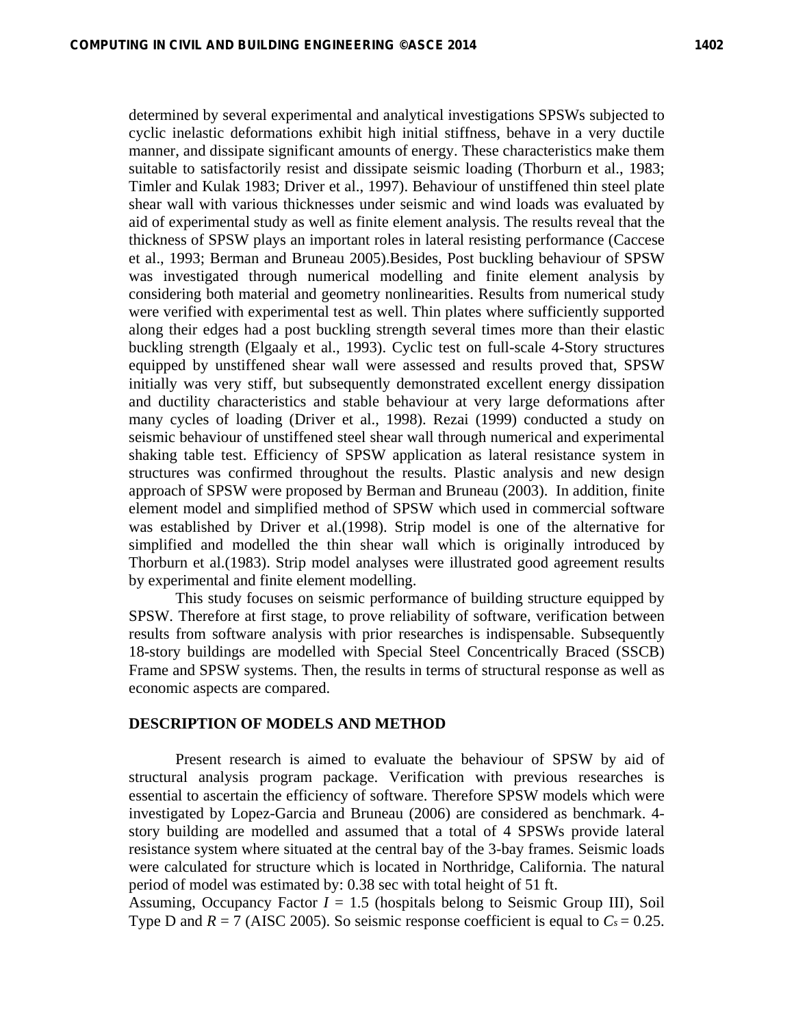determined by several experimental and analytical investigations SPSWs subjected to cyclic inelastic deformations exhibit high initial stiffness, behave in a very ductile manner, and dissipate significant amounts of energy. These characteristics make them suitable to satisfactorily resist and dissipate seismic loading (Thorburn et al., 1983; Timler and Kulak 1983; Driver et al., 1997). Behaviour of unstiffened thin steel plate shear wall with various thicknesses under seismic and wind loads was evaluated by aid of experimental study as well as finite element analysis. The results reveal that the thickness of SPSW plays an important roles in lateral resisting performance (Caccese et al., 1993; Berman and Bruneau 2005).Besides, Post buckling behaviour of SPSW was investigated through numerical modelling and finite element analysis by considering both material and geometry nonlinearities. Results from numerical study were verified with experimental test as well. Thin plates where sufficiently supported along their edges had a post buckling strength several times more than their elastic buckling strength (Elgaaly et al., 1993). Cyclic test on full-scale 4-Story structures equipped by unstiffened shear wall were assessed and results proved that, SPSW initially was very stiff, but subsequently demonstrated excellent energy dissipation and ductility characteristics and stable behaviour at very large deformations after many cycles of loading (Driver et al., 1998). Rezai (1999) conducted a study on seismic behaviour of unstiffened steel shear wall through numerical and experimental shaking table test. Efficiency of SPSW application as lateral resistance system in structures was confirmed throughout the results. Plastic analysis and new design approach of SPSW were proposed by Berman and Bruneau (2003). In addition, finite element model and simplified method of SPSW which used in commercial software was established by Driver et al.(1998). Strip model is one of the alternative for simplified and modelled the thin shear wall which is originally introduced by Thorburn et al.(1983). Strip model analyses were illustrated good agreement results by experimental and finite element modelling.

This study focuses on seismic performance of building structure equipped by SPSW. Therefore at first stage, to prove reliability of software, verification between results from software analysis with prior researches is indispensable. Subsequently 18-story buildings are modelled with Special Steel Concentrically Braced (SSCB) Frame and SPSW systems. Then, the results in terms of structural response as well as economic aspects are compared.

## DESCRIPTION OF MODELS AND METHOD

Present research is aimed to evaluate the behaviour of SPSW by aid of structural analysis program package. Verification with previous researches is essential to ascertain the efficiency of software. Therefore SPSW models which were investigated by Lopez-Garcia and Bruneau (2006) are considered as benchmark. 4-story building are modelled and assumed that a total of 4 SPSWs provide lateral resistance system where situated at the central bay of the 3-bay frames. Seismic loads were calculated for structure which is located in Northridge, California. The natural period of model was estimated by: 0.38 sec with total height of 51 ft.

Assuming, Occupancy Factor $I$ = 1.5 (hospitals belong to Seismic Group III), Soil Type D and $R$ = 7 (AISC 2005). So seismic response coefficient is equal to $C_s$ = 0.25.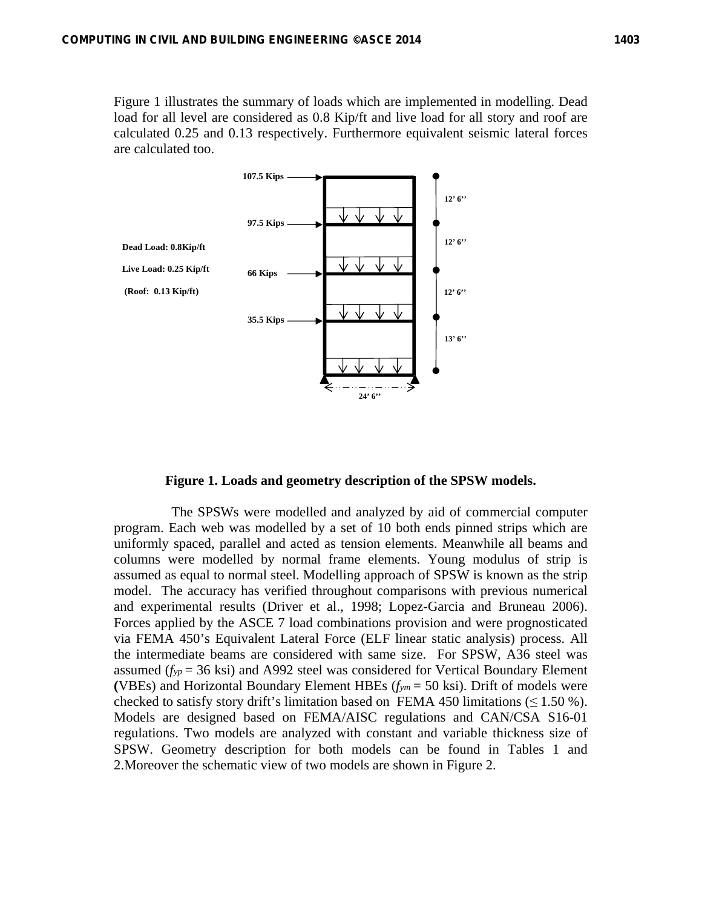Figure 1 illustrates the summary of loads which are implemented in modelling. Dead load for all level are considered as 0.8 Kip/ft and live load for all story and roof are calculated 0.25 and 0.13 respectively. Furthermore equivalent seismic lateral forces are calculated too.

**Figure 1. Loads and geometry description of the SPSW models.**

The SPSWs were modelled and analyzed by aid of commercial computer program. Each web was modelled by a set of 10 both ends pinned strips which are uniformly spaced, parallel and acted as tension elements. Meanwhile all beams and columns were modelled by normal frame elements. Young modulus of strip is assumed as equal to normal steel. Modelling approach of SPSW is known as the strip model. The accuracy has verified throughout comparisons with previous numerical and experimental results (Driver et al., 1998; Lopez-Garcia and Bruneau 2006). Forces applied by the ASCE 7 load combinations provision and were prognosticated via FEMA 450's Equivalent Lateral Force (ELF linear static analysis) process. All the intermediate beams are considered with same size. For SPSW, A36 steel was assumed ($f_{yp}$ = 36 ksi) and A992 steel was considered for Vertical Boundary Element (VBEs) and Horizontal Boundary Element HBEs ($f_{ym}$ = 50 ksi). Drift of models were checked to satisfy story drift's limitation based on FEMA 450 limitations ($\leq$ 1.50 %). Models are designed based on FEMA/AISC regulations and CAN/CSA S16-01 regulations. Two models are analyzed with constant and variable thickness size of SPSW. Geometry description for both models can be found in Tables 1 and 2.Moreover the schematic view of two models are shown in Figure 2.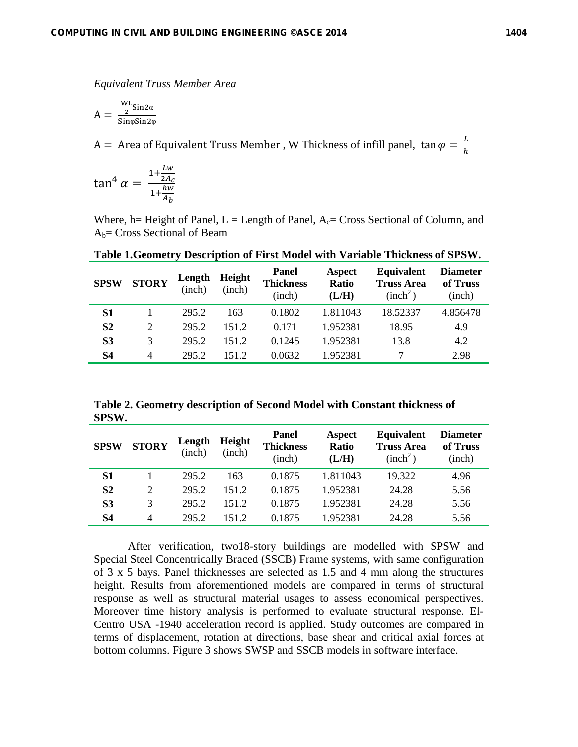*Equivalent Truss Member Area*

$$A = \frac{\frac{WL}{2}\text{Sin}2\alpha}{\text{Sin}\varphi\text{Sin}2\varphi}$$

$A =$ Area of Equivalent Truss Member , W Thickness of infill panel, $\tan\varphi = \frac{L}{h}$

$$\tan^4\alpha = \frac{1+\frac{Lw}{2A_c}}{1+\frac{hw}{A_b}}$$

Where, h= Height of Panel, L = Length of Panel, $A_c$= Cross Sectional of Column, and $A_b$= Cross Sectional of Beam

**Table 1.Geometry Description of First Model with Variable Thickness of SPSW.**

| SPSW | STORY | Length (inch) | Height (inch) | Panel Thickness (inch) | Aspect Ratio (L/H) | Equivalent Truss Area (inch$^2$) | Diameter of Truss (inch) |
|---|---|---|---|---|---|---|---|
| **S1** | 1 | 295.2 | 163 | 0.1802 | 1.811043 | 18.52337 | 4.856478 |
| **S2** | 2 | 295.2 | 151.2 | 0.171 | 1.952381 | 18.95 | 4.9 |
| **S3** | 3 | 295.2 | 151.2 | 0.1245 | 1.952381 | 13.8 | 4.2 |
| **S4** | 4 | 295.2 | 151.2 | 0.0632 | 1.952381 | 7 | 2.98 |

**Table 2. Geometry description of Second Model with Constant thickness of SPSW.**

| SPSW | STORY | Length (inch) | Height (inch) | Panel Thickness (inch) | Aspect Ratio (L/H) | Equivalent Truss Area (inch$^2$) | Diameter of Truss (inch) |
|---|---|---|---|---|---|---|---|
| **S1** | 1 | 295.2 | 163 | 0.1875 | 1.811043 | 19.322 | 4.96 |
| **S2** | 2 | 295.2 | 151.2 | 0.1875 | 1.952381 | 24.28 | 5.56 |
| **S3** | 3 | 295.2 | 151.2 | 0.1875 | 1.952381 | 24.28 | 5.56 |
| **S4** | 4 | 295.2 | 151.2 | 0.1875 | 1.952381 | 24.28 | 5.56 |

After verification, two18-story buildings are modelled with SPSW and Special Steel Concentrically Braced (SSCB) Frame systems, with same configuration of 3 x 5 bays. Panel thicknesses are selected as 1.5 and 4 mm along the structures height. Results from aforementioned models are compared in terms of structural response as well as structural material usages to assess economical perspectives. Moreover time history analysis is performed to evaluate structural response. El-Centro USA -1940 acceleration record is applied. Study outcomes are compared in terms of displacement, rotation at directions, base shear and critical axial forces at bottom columns. Figure 3 shows SWSP and SSCB models in software interface.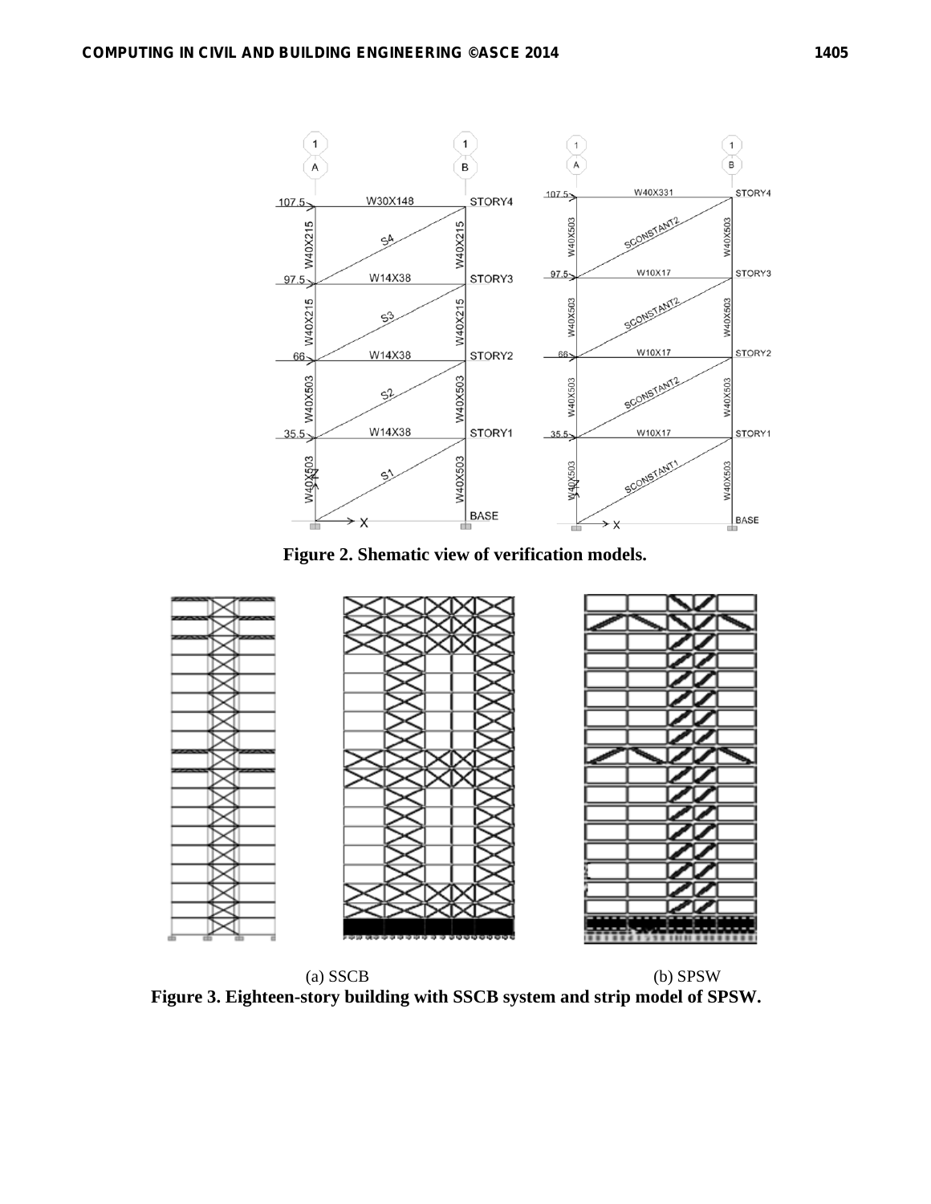Figure 2. Shematic view of verification models.

(a) SSCB (b) SPSW

Figure 3. Eighteen-story building with SSCB system and strip model of SPSW.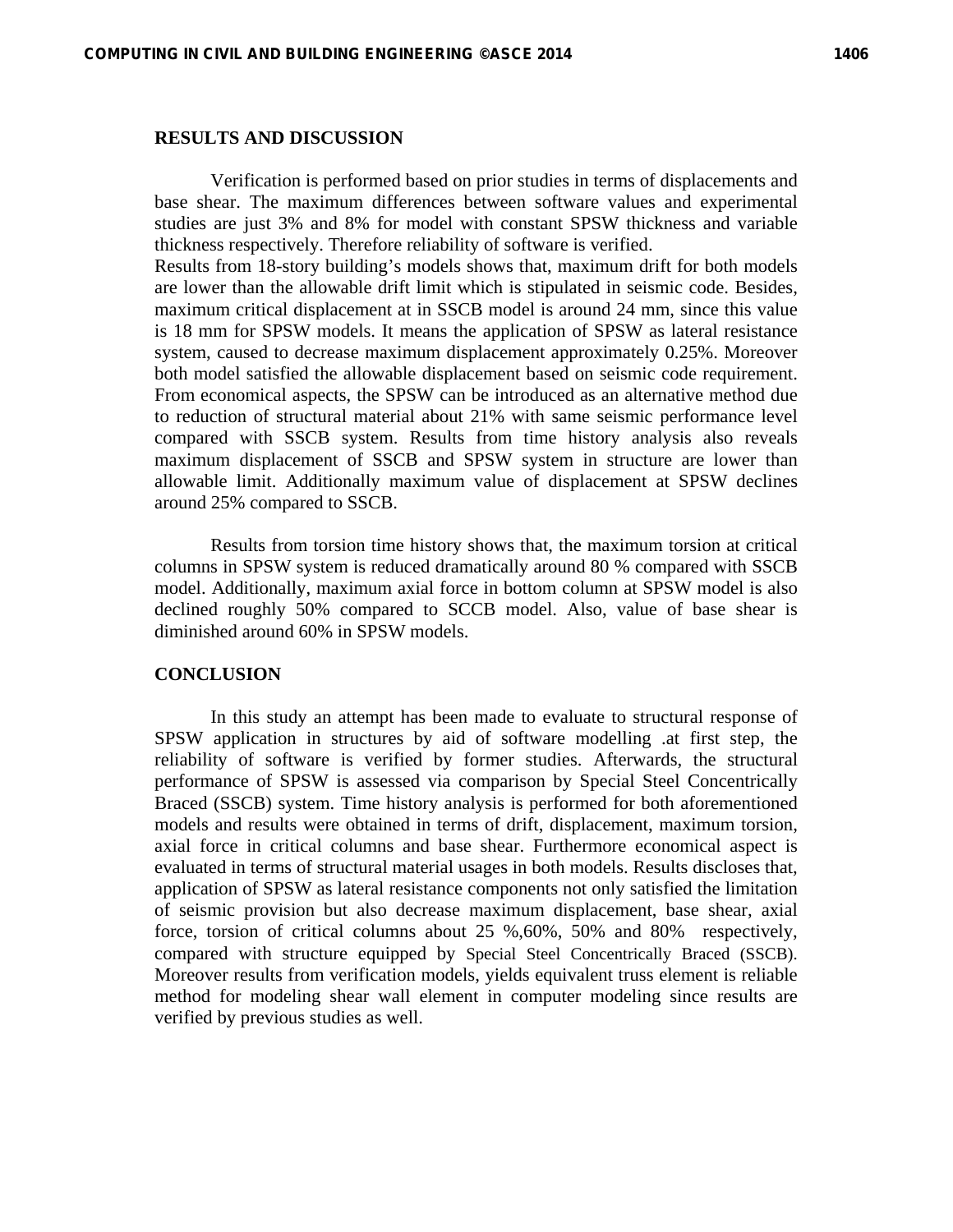## RESULTS AND DISCUSSION

Verification is performed based on prior studies in terms of displacements and base shear. The maximum differences between software values and experimental studies are just 3% and 8% for model with constant SPSW thickness and variable thickness respectively. Therefore reliability of software is verified.
Results from 18-story building's models shows that, maximum drift for both models are lower than the allowable drift limit which is stipulated in seismic code. Besides, maximum critical displacement at in SSCB model is around 24 mm, since this value is 18 mm for SPSW models. It means the application of SPSW as lateral resistance system, caused to decrease maximum displacement approximately 0.25%. Moreover both model satisfied the allowable displacement based on seismic code requirement. From economical aspects, the SPSW can be introduced as an alternative method due to reduction of structural material about 21% with same seismic performance level compared with SSCB system. Results from time history analysis also reveals maximum displacement of SSCB and SPSW system in structure are lower than allowable limit. Additionally maximum value of displacement at SPSW declines around 25% compared to SSCB.

Results from torsion time history shows that, the maximum torsion at critical columns in SPSW system is reduced dramatically around 80 % compared with SSCB model. Additionally, maximum axial force in bottom column at SPSW model is also declined roughly 50% compared to SCCB model. Also, value of base shear is diminished around 60% in SPSW models.

## CONCLUSION

In this study an attempt has been made to evaluate to structural response of SPSW application in structures by aid of software modelling .at first step, the reliability of software is verified by former studies. Afterwards, the structural performance of SPSW is assessed via comparison by Special Steel Concentrically Braced (SSCB) system. Time history analysis is performed for both aforementioned models and results were obtained in terms of drift, displacement, maximum torsion, axial force in critical columns and base shear. Furthermore economical aspect is evaluated in terms of structural material usages in both models. Results discloses that, application of SPSW as lateral resistance components not only satisfied the limitation of seismic provision but also decrease maximum displacement, base shear, axial force, torsion of critical columns about 25 %,60%, 50% and 80% respectively, compared with structure equipped by Special Steel Concentrically Braced (SSCB). Moreover results from verification models, yields equivalent truss element is reliable method for modeling shear wall element in computer modeling since results are verified by previous studies as well.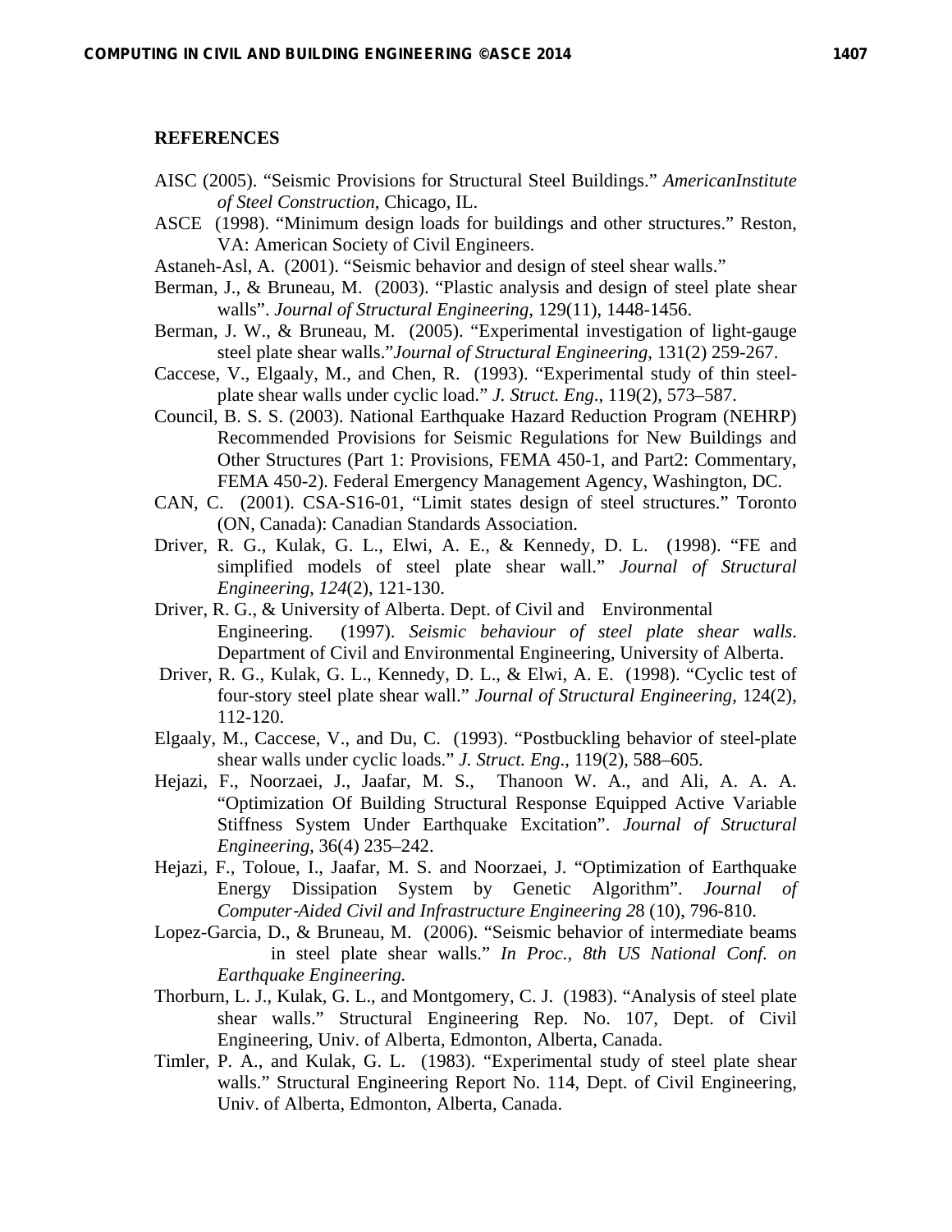## REFERENCES

AISC (2005). "Seismic Provisions for Structural Steel Buildings." *AmericanInstitute of Steel Construction*, Chicago, IL.

ASCE (1998). "Minimum design loads for buildings and other structures." Reston, VA: American Society of Civil Engineers.

Astaneh-Asl, A. (2001). "Seismic behavior and design of steel shear walls."

Berman, J., & Bruneau, M. (2003). "Plastic analysis and design of steel plate shear walls". *Journal of Structural Engineering*, 129(11), 1448-1456.

Berman, J. W., & Bruneau, M. (2005). "Experimental investigation of light-gauge steel plate shear walls."*Journal of Structural Engineering*, 131(2) 259-267.

Caccese, V., Elgaaly, M., and Chen, R. (1993). "Experimental study of thin steel-plate shear walls under cyclic load." *J. Struct. Eng*., 119(2), 573–587.

Council, B. S. S. (2003). National Earthquake Hazard Reduction Program (NEHRP) Recommended Provisions for Seismic Regulations for New Buildings and Other Structures (Part 1: Provisions, FEMA 450-1, and Part2: Commentary, FEMA 450-2). Federal Emergency Management Agency, Washington, DC.

CAN, C. (2001). CSA-S16-01, "Limit states design of steel structures." Toronto (ON, Canada): Canadian Standards Association.

Driver, R. G., Kulak, G. L., Elwi, A. E., & Kennedy, D. L. (1998). "FE and simplified models of steel plate shear wall." *Journal of Structural Engineering*, *124*(2), 121-130.

Driver, R. G., & University of Alberta. Dept. of Civil and Environmental Engineering. (1997). *Seismic behaviour of steel plate shear walls*. Department of Civil and Environmental Engineering, University of Alberta.

Driver, R. G., Kulak, G. L., Kennedy, D. L., & Elwi, A. E. (1998). "Cyclic test of four-story steel plate shear wall." *Journal of Structural Engineering*, 124(2), 112-120.

Elgaaly, M., Caccese, V., and Du, C. (1993). "Postbuckling behavior of steel-plate shear walls under cyclic loads." *J. Struct. Eng*., 119(2), 588–605.

Hejazi, F., Noorzaei, J., Jaafar, M. S., Thanoon W. A., and Ali, A. A. A. "Optimization Of Building Structural Response Equipped Active Variable Stiffness System Under Earthquake Excitation". *Journal of Structural Engineering*, 36(4) 235–242.

Hejazi, F., Toloue, I., Jaafar, M. S. and Noorzaei, J. "Optimization of Earthquake Energy Dissipation System by Genetic Algorithm". *Journal of Computer-Aided Civil and Infrastructure Engineering 2*8 (10), 796-810.

Lopez-Garcia, D., & Bruneau, M. (2006). "Seismic behavior of intermediate beams in steel plate shear walls." *In Proc., 8th US National Conf. on Earthquake Engineering.*

Thorburn, L. J., Kulak, G. L., and Montgomery, C. J. (1983). "Analysis of steel plate shear walls." Structural Engineering Rep. No. 107, Dept. of Civil Engineering, Univ. of Alberta, Edmonton, Alberta, Canada.

Timler, P. A., and Kulak, G. L. (1983). "Experimental study of steel plate shear walls." Structural Engineering Report No. 114, Dept. of Civil Engineering, Univ. of Alberta, Edmonton, Alberta, Canada.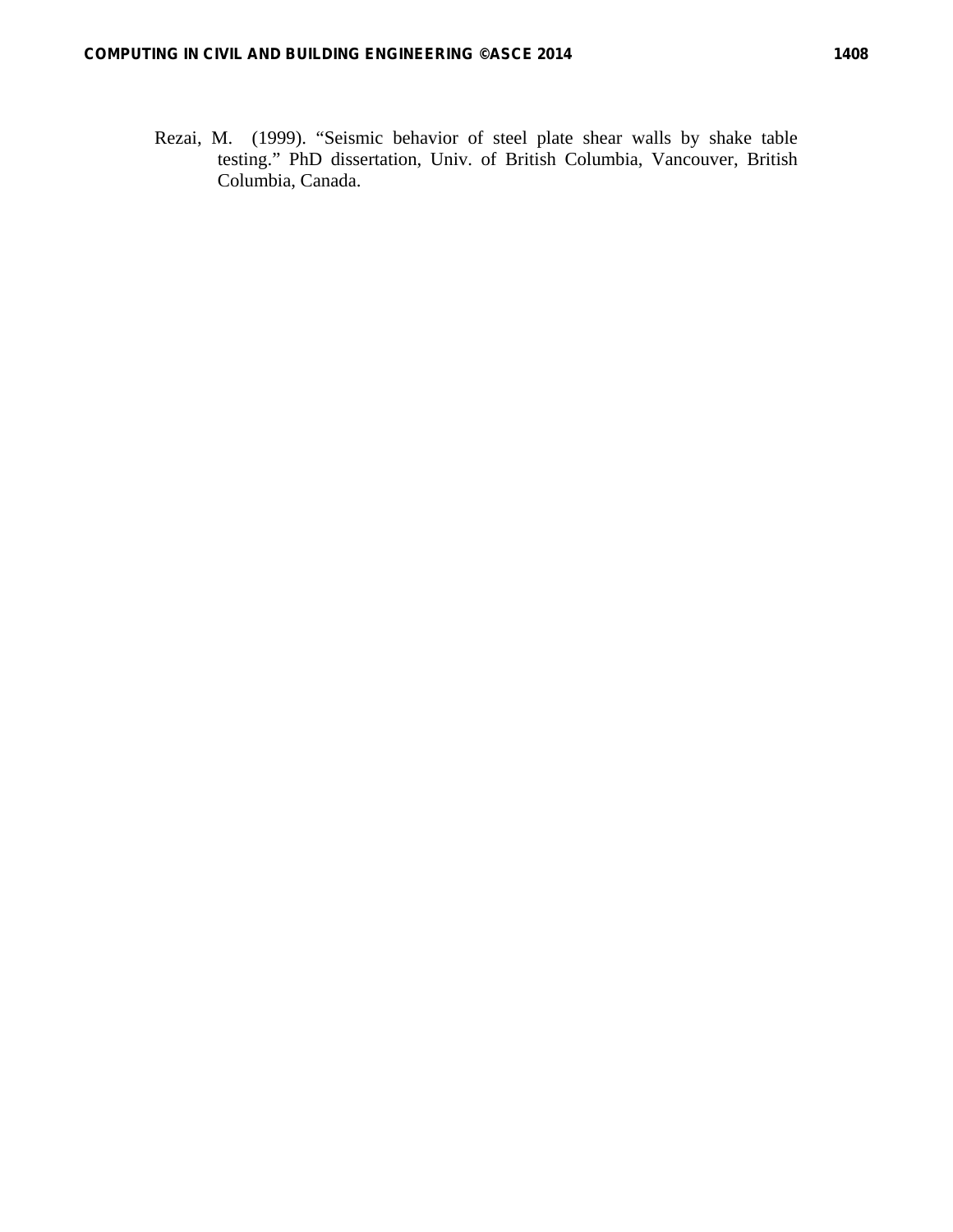Rezai, M. (1999). "Seismic behavior of steel plate shear walls by shake table testing." PhD dissertation, Univ. of British Columbia, Vancouver, British Columbia, Canada.